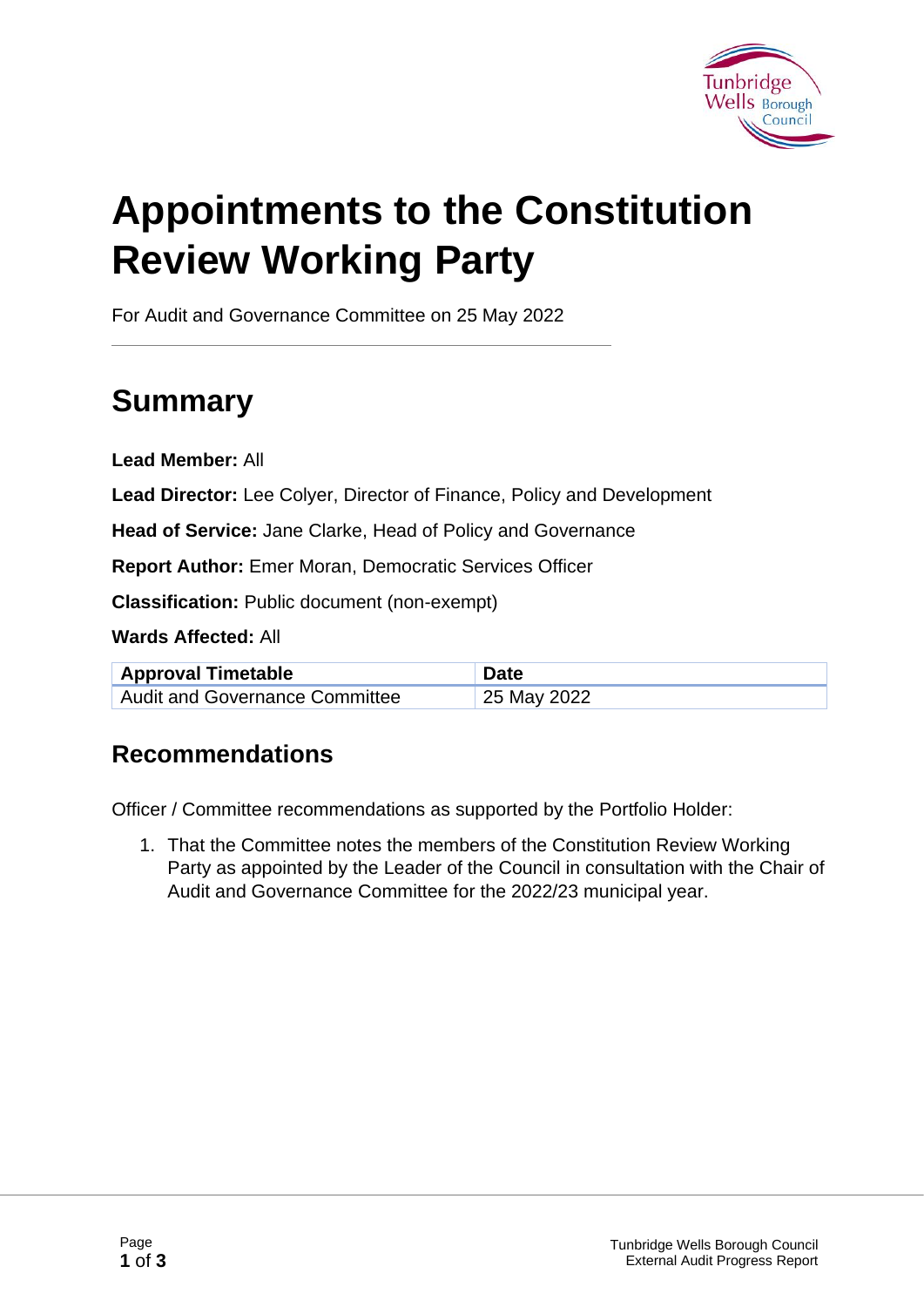# Appointments to the Constitution Review Working Party

For Audit and Governance Committee on 25 May 2022

## Summary

**Lead Member:** All

**Lead Director:** Lee Colyer, Director of Finance, Policy and Development

**Head of Service:** Jane Clarke, Head of Policy and Governance

**Report Author:** Emer Moran, Democratic Services Officer

**Classification:** Public document (non-exempt)

**Wards Affected:** All

| Approval Timetable | Date |
| --- | --- |
| Audit and Governance Committee | 25 May 2022 |

### Recommendations

Officer / Committee recommendations as supported by the Portfolio Holder:

1. That the Committee notes the members of the Constitution Review Working Party as appointed by the Leader of the Council in consultation with the Chair of Audit and Governance Committee for the 2022/23 municipal year.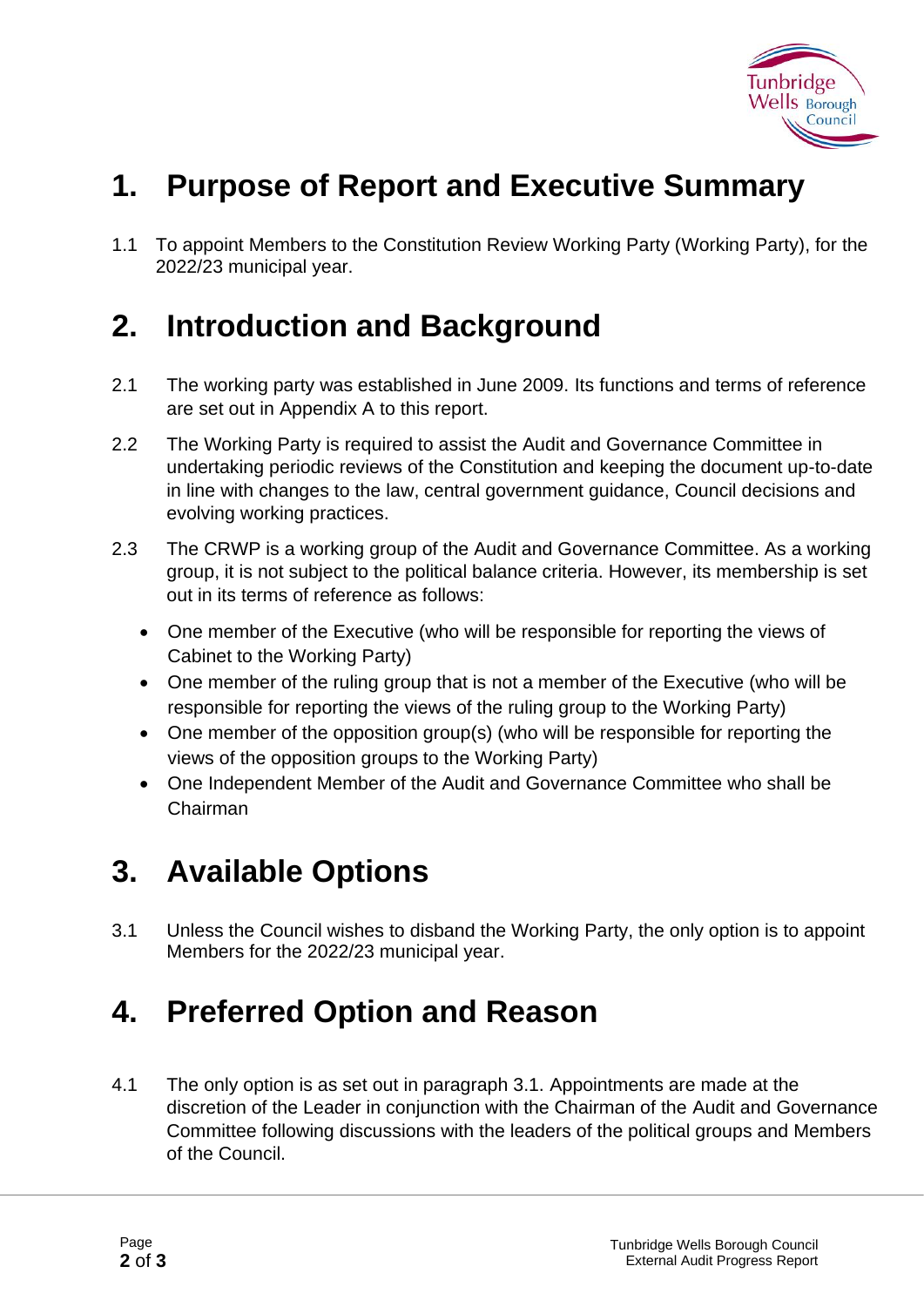# 1. Purpose of Report and Executive Summary

1.1 To appoint Members to the Constitution Review Working Party (Working Party), for the 2022/23 municipal year.

# 2. Introduction and Background

2.1 The working party was established in June 2009. Its functions and terms of reference are set out in Appendix A to this report.

2.2 The Working Party is required to assist the Audit and Governance Committee in undertaking periodic reviews of the Constitution and keeping the document up-to-date in line with changes to the law, central government guidance, Council decisions and evolving working practices.

2.3 The CRWP is a working group of the Audit and Governance Committee. As a working group, it is not subject to the political balance criteria. However, its membership is set out in its terms of reference as follows:

- One member of the Executive (who will be responsible for reporting the views of Cabinet to the Working Party)
- One member of the ruling group that is not a member of the Executive (who will be responsible for reporting the views of the ruling group to the Working Party)
- One member of the opposition group(s) (who will be responsible for reporting the views of the opposition groups to the Working Party)
- One Independent Member of the Audit and Governance Committee who shall be Chairman

# 3. Available Options

3.1 Unless the Council wishes to disband the Working Party, the only option is to appoint Members for the 2022/23 municipal year.

# 4. Preferred Option and Reason

4.1 The only option is as set out in paragraph 3.1. Appointments are made at the discretion of the Leader in conjunction with the Chairman of the Audit and Governance Committee following discussions with the leaders of the political groups and Members of the Council.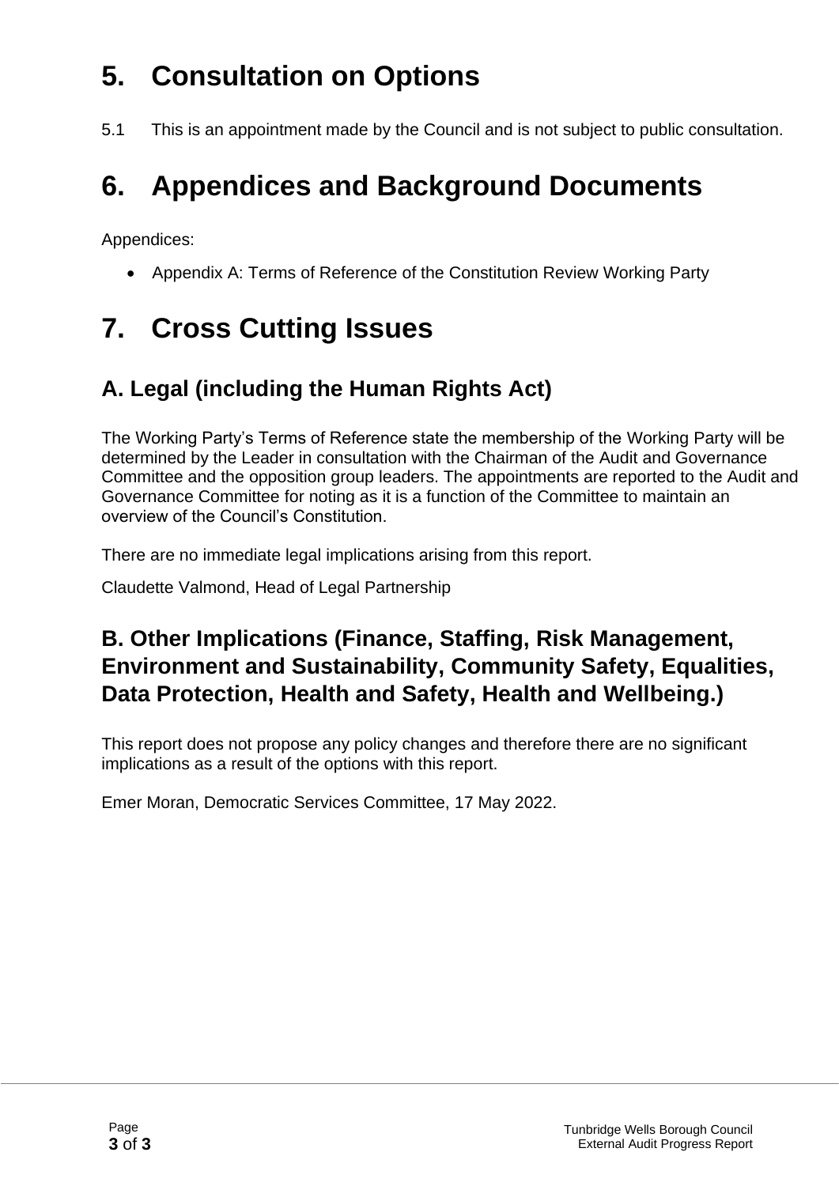# 5. Consultation on Options

5.1 This is an appointment made by the Council and is not subject to public consultation.

# 6. Appendices and Background Documents

Appendices:

- Appendix A: Terms of Reference of the Constitution Review Working Party

# 7. Cross Cutting Issues

## A. Legal (including the Human Rights Act)

The Working Party's Terms of Reference state the membership of the Working Party will be determined by the Leader in consultation with the Chairman of the Audit and Governance Committee and the opposition group leaders. The appointments are reported to the Audit and Governance Committee for noting as it is a function of the Committee to maintain an overview of the Council's Constitution.

There are no immediate legal implications arising from this report.

Claudette Valmond, Head of Legal Partnership

## B. Other Implications (Finance, Staffing, Risk Management, Environment and Sustainability, Community Safety, Equalities, Data Protection, Health and Safety, Health and Wellbeing.)

This report does not propose any policy changes and therefore there are no significant implications as a result of the options with this report.

Emer Moran, Democratic Services Committee, 17 May 2022.